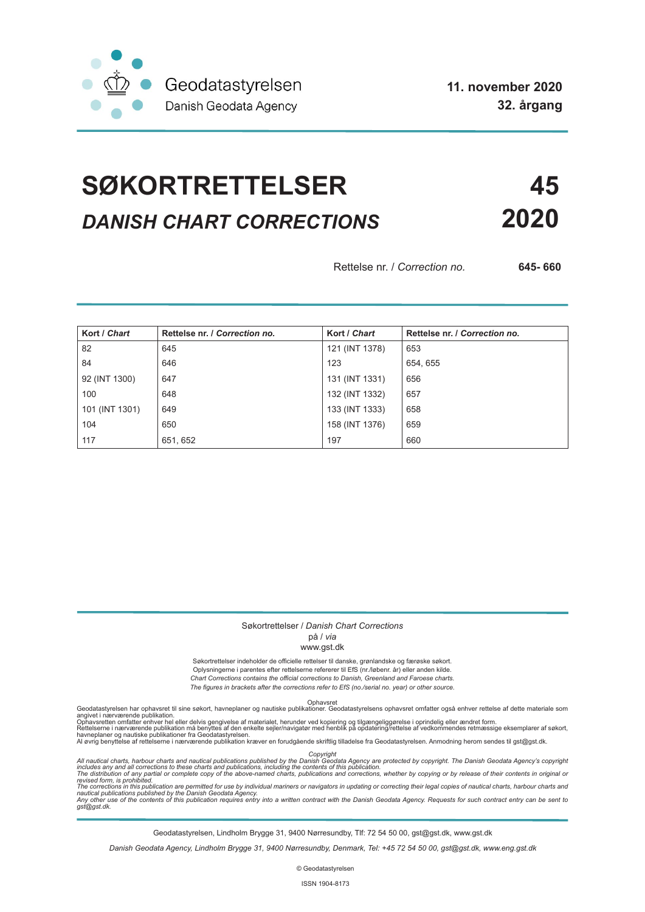Geodatastyrelsen
Danish Geodata Agency

**11. november 2020**
**32. årgang**

# SØKORTRETTELSER 45

## *DANISH CHART CORRECTIONS* 2020

Rettelse nr. / *Correction no.* **645- 660**

| Kort / *Chart* | Rettelse nr. / *Correction no.* | Kort / *Chart* | Rettelse nr. / *Correction no.* |
|---|---|---|---|
| 82 | 645 | 121 (INT 1378) | 653 |
| 84 | 646 | 123 | 654, 655 |
| 92 (INT 1300) | 647 | 131 (INT 1331) | 656 |
| 100 | 648 | 132 (INT 1332) | 657 |
| 101 (INT 1301) | 649 | 133 (INT 1333) | 658 |
| 104 | 650 | 158 (INT 1376) | 659 |
| 117 | 651, 652 | 197 | 660 |

Søkortrettelser / *Danish Chart Corrections*
på / *via*
www.gst.dk

Søkortrettelser indeholder de officielle rettelser til danske, grønlandske og færøske søkort.
Oplysningerne i parentes efter rettelserne refererer til EfS (nr./løbenr. år) eller anden kilde.
*Chart Corrections contains the official corrections to Danish, Greenland and Faroese charts.*
*The figures in brackets after the corrections refer to EfS (no./serial no. year) or other source.*

Ophavsret
Geodatastyrelsen har ophavsret til sine søkort, havneplaner og nautiske publikationer. Geodatastyrelsens ophavsret omfatter også enhver rettelse af dette materiale som angivet i nærværende publikation.
Ophavsretten omfatter enhver hel eller delvis gengivelse af materialet, herunder ved kopiering og tilgængeliggørelse i oprindelig eller ændret form.
Rettelserne i nærværende publikation må benyttes af den enkelte sejler/navigatør med henblik på opdatering/rettelse af vedkommendes retmæssige eksemplarer af søkort, havneplaner og nautiske publikationer fra Geodatastyrelsen.
Al øvrig benyttelse af rettelserne i nærværende publikation kræver en forudgående skriftlig tilladelse fra Geodatastyrelsen. Anmodning herom sendes til gst@gst.dk.

*Copyright*
*All nautical charts, harbour charts and nautical publications published by the Danish Geodata Agency are protected by copyright. The Danish Geodata Agency's copyright includes any and all corrections to these charts and publications, including the contents of this publication.*
*The distribution of any partial or complete copy of the above-named charts, publications and corrections, whether by copying or by release of their contents in original or revised form, is prohibited.*
*The corrections in this publication are permitted for use by individual mariners or navigators in updating or correcting their legal copies of nautical charts, harbour charts and nautical publications published by the Danish Geodata Agency.*
*Any other use of the contents of this publication requires entry into a written contract with the Danish Geodata Agency. Requests for such contract entry can be sent to gst@gst.dk.*

Geodatastyrelsen, Lindholm Brygge 31, 9400 Nørresundby, Tlf: 72 54 50 00, gst@gst.dk, www.gst.dk

*Danish Geodata Agency, Lindholm Brygge 31, 9400 Nørresundby, Denmark, Tel: +45 72 54 50 00, gst@gst.dk, www.eng.gst.dk*

© Geodatastyrelsen

ISSN 1904-8173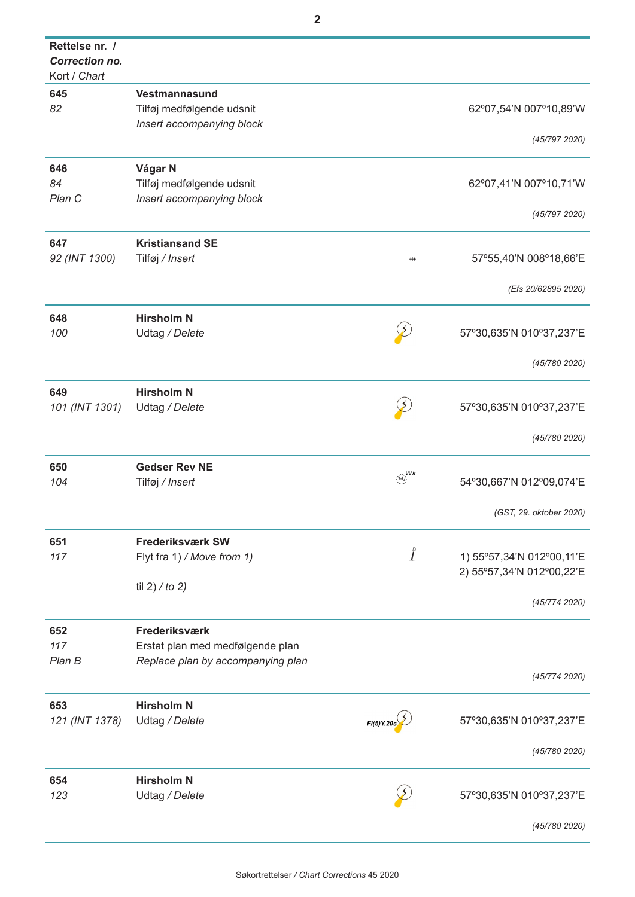| **Rettelse nr. /** *Correction no.* Kort / *Chart* | | | |
|---|---|---|---|
| **645** *82* | **Vestmannasund** Tilføj medfølgende udsnit *Insert accompanying block* | | 62º07,54'N 007º10,89'W *(45/797 2020)* |
| **646** *84* *Plan C* | **Vágar N** Tilføj medfølgende udsnit *Insert accompanying block* | | 62º07,41'N 007º10,71'W *(45/797 2020)* |
| **647** *92 (INT 1300)* | **Kristiansand SE** Tilføj / *Insert* | | 57º55,40'N 008º18,66'E *(Efs 20/62895 2020)* |
| **648** *100* | **Hirsholm N** Udtag / *Delete* | | 57º30,635'N 010º37,237'E *(45/780 2020)* |
| **649** *101 (INT 1301)* | **Hirsholm N** Udtag / *Delete* | | 57º30,635'N 010º37,237'E *(45/780 2020)* |
| **650** *104* | **Gedser Rev NE** Tilføj / *Insert* | 14 Wk | 54º30,667'N 012º09,074'E *(GST, 29. oktober 2020)* |
| **651** *117* | **Frederiksværk SW** Flyt fra 1) / *Move from 1)* til 2) / *to 2)* | | 1) 55º57,34'N 012º00,11'E 2) 55º57,34'N 012º00,22'E *(45/774 2020)* |
| **652** *117* *Plan B* | **Frederiksværk** Erstat plan med medfølgende plan *Replace plan by accompanying plan* | | *(45/774 2020)* |
| **653** *121 (INT 1378)* | **Hirsholm N** Udtag / *Delete* | Fl(5)Y.20s | 57º30,635'N 010º37,237'E *(45/780 2020)* |
| **654** *123* | **Hirsholm N** Udtag / *Delete* | | 57º30,635'N 010º37,237'E *(45/780 2020)* |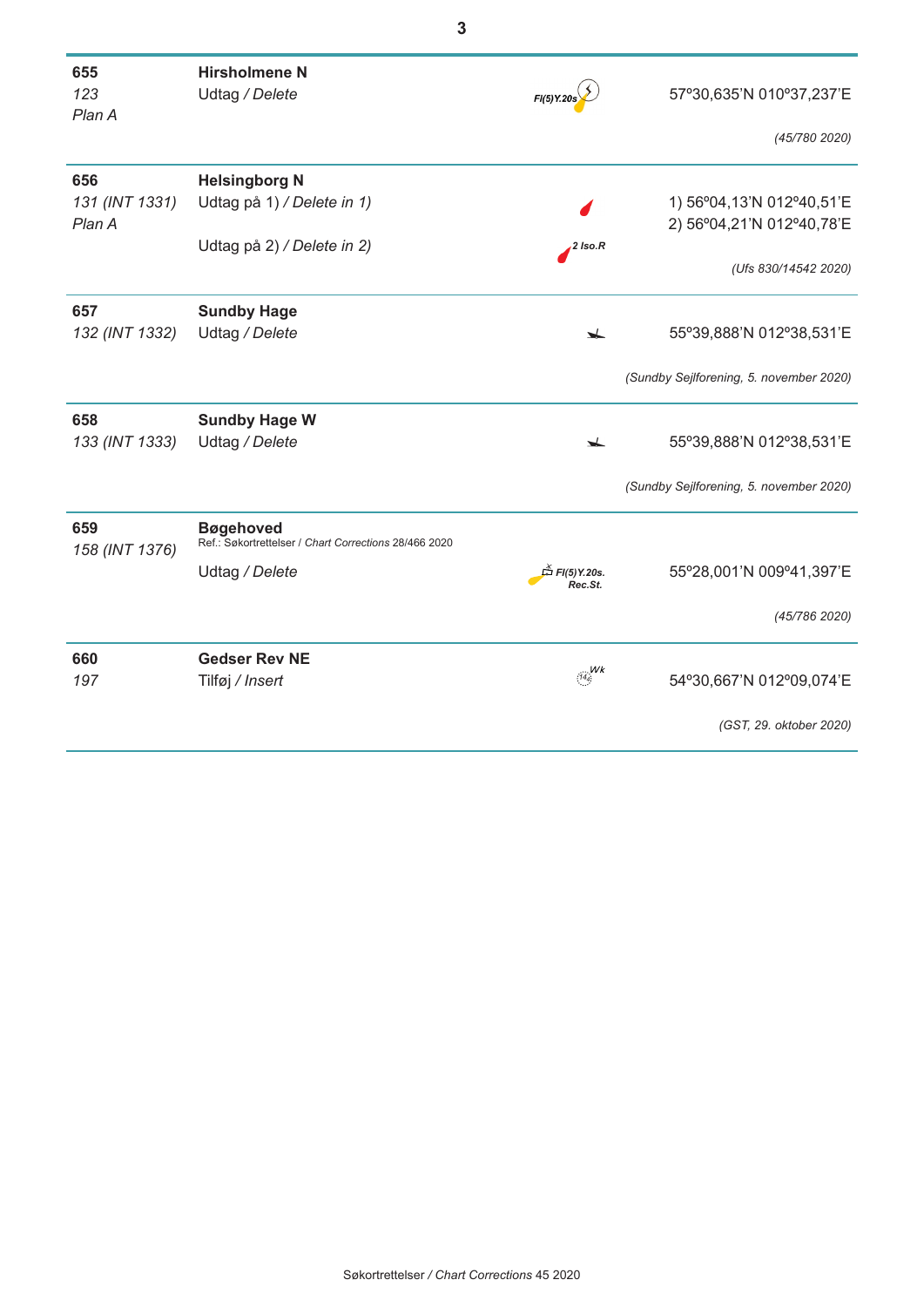| | | | |
|---|---|---|---|
| **655**<br>*123*<br>*Plan A* | **Hirsholmene N**<br>Udtag / *Delete* | *Fl(5)Y.20s* | 57º30,635'N 010º37,237'E<br><br>*(45/780 2020)* |
| **656**<br>*131 (INT 1331)*<br>*Plan A* | **Helsingborg N**<br>Udtag på 1) / *Delete in 1)*<br><br>Udtag på 2) / *Delete in 2)* | <br><br>*2 Iso.R* | 1) 56º04,13'N 012º40,51'E<br>2) 56º04,21'N 012º40,78'E<br><br>*(Ufs 830/14542 2020)* |
| **657**<br>*132 (INT 1332)* | **Sundby Hage**<br>Udtag / *Delete* | | 55º39,888'N 012º38,531'E<br><br>*(Sundby Sejlforening, 5. november 2020)* |
| **658**<br>*133 (INT 1333)* | **Sundby Hage W**<br>Udtag / *Delete* | | 55º39,888'N 012º38,531'E<br><br>*(Sundby Sejlforening, 5. november 2020)* |
| **659**<br>*158 (INT 1376)* | **Bøgehoved**<br>Ref.: Søkortrettelser / *Chart Corrections* 28/466 2020<br>Udtag / *Delete* | *Fl(5)Y.20s.*<br>*Rec.St.* | 55º28,001'N 009º41,397'E<br><br>*(45/786 2020)* |
| **660**<br>*197* | **Gedser Rev NE**<br>Tilføj / *Insert* | *Wk* | 54º30,667'N 012º09,074'E<br><br>*(GST, 29. oktober 2020)* |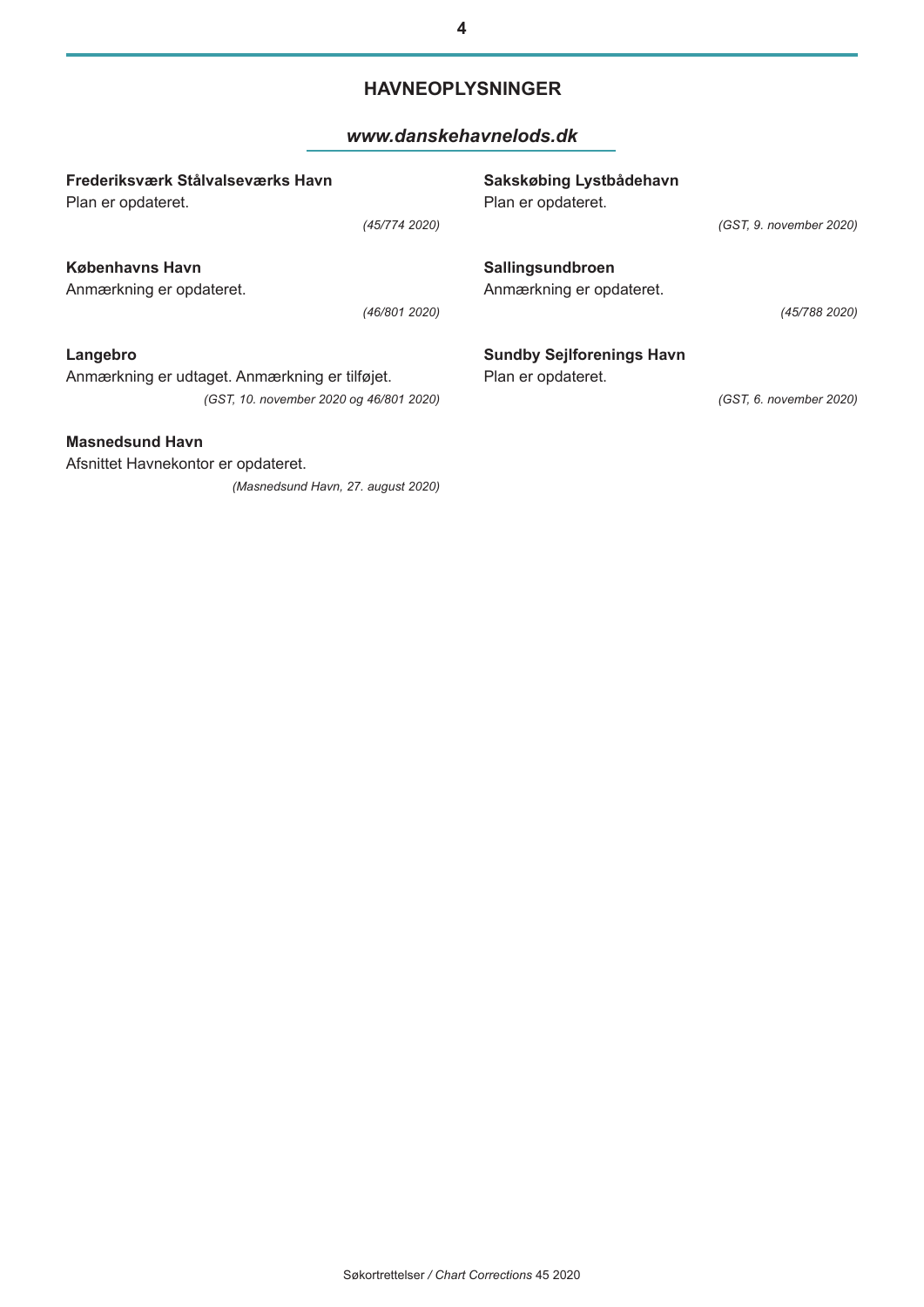## HAVNEOPLYSNINGER

***www.danskehavnelods.dk***

**Frederiksværk Stålvalseværks Havn**
Plan er opdateret.

*(45/774 2020)*

**Københavns Havn**
Anmærkning er opdateret.

*(46/801 2020)*

**Langebro**
Anmærkning er udtaget. Anmærkning er tilføjet.

*(GST, 10. november 2020 og 46/801 2020)*

**Masnedsund Havn**
Afsnittet Havnekontor er opdateret.

*(Masnedsund Havn, 27. august 2020)*

**Sakskøbing Lystbådehavn**
Plan er opdateret.

*(GST, 9. november 2020)*

**Sallingsundbroen**
Anmærkning er opdateret.

*(45/788 2020)*

**Sundby Sejlforenings Havn**
Plan er opdateret.

*(GST, 6. november 2020)*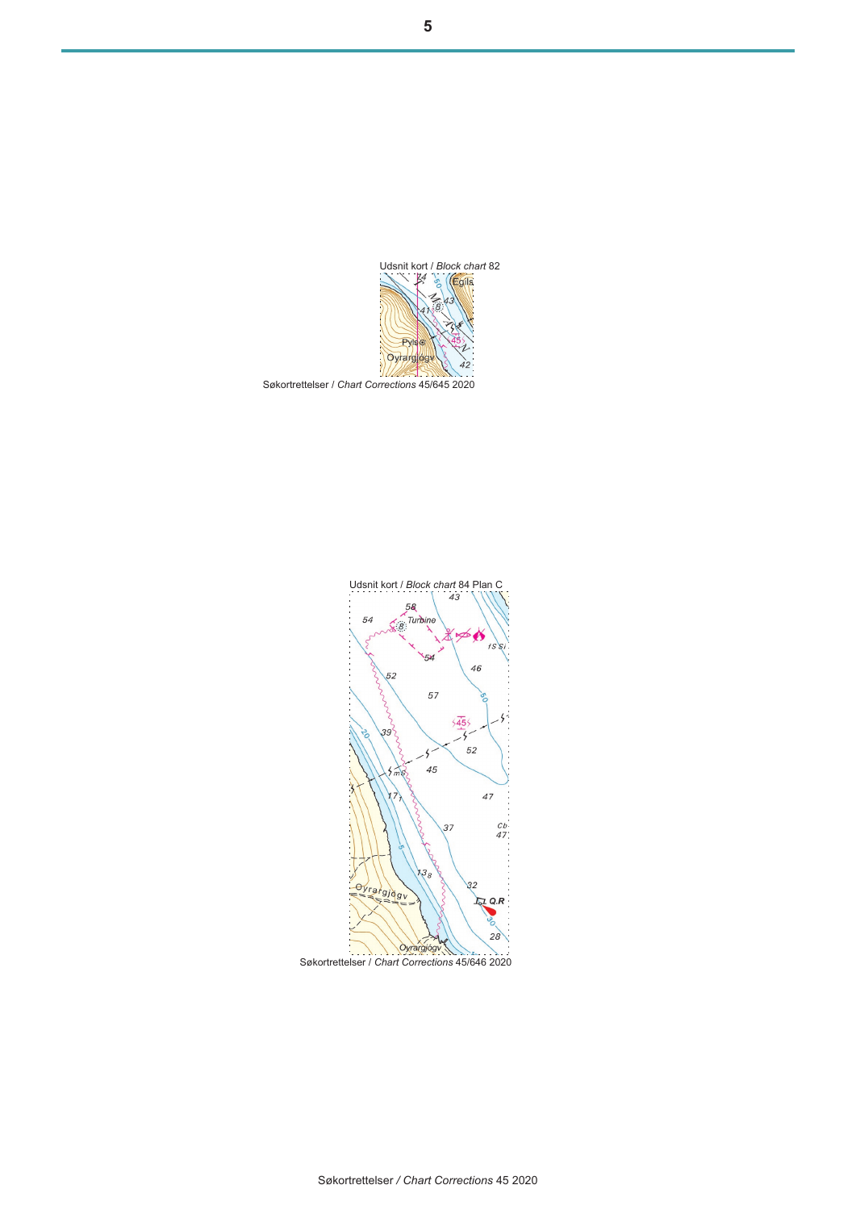Udsnit kort / *Block chart* 82

Søkortrettelser / *Chart Corrections* 45/645 2020

Udsnit kort / *Block chart* 84 Plan C

Søkortrettelser / *Chart Corrections* 45/646 2020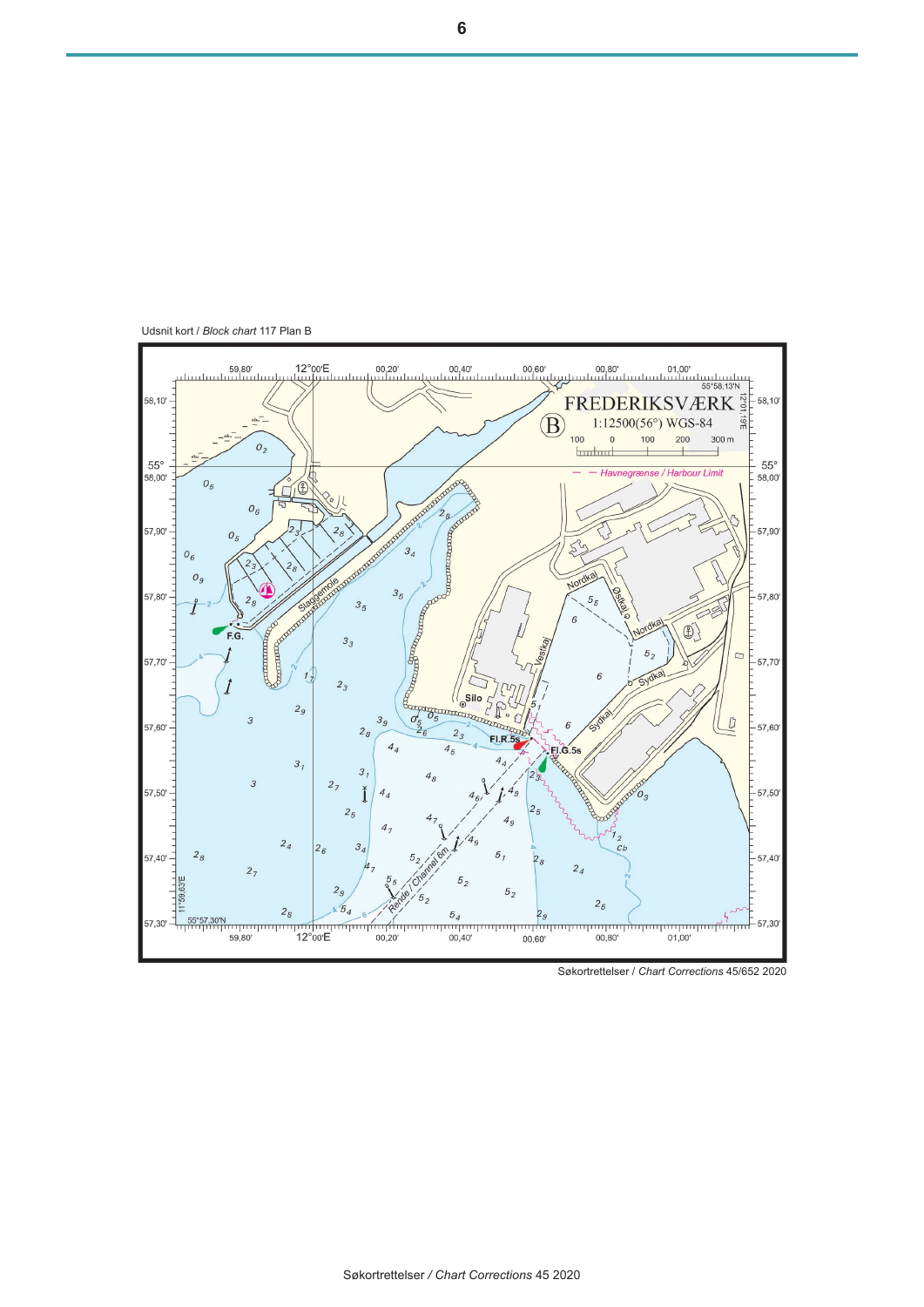Udsnit kort / *Block chart* 117 Plan B

FREDERIKSVÆRK

B 1:12500(56°) WGS-84

— — *Havnegrænse / Harbour Limit*

Søkortrettelser / *Chart Corrections* 45/652 2020